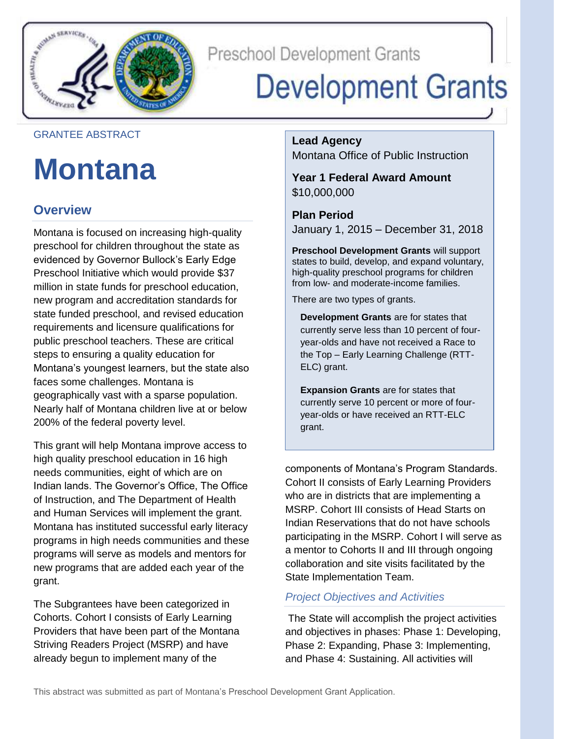Preschool Development Grants

# Development Grants

GRANTEE ABSTRACT

# Montana

## Overview

Montana is focused on increasing high-quality preschool for children throughout the state as evidenced by Governor Bullock's Early Edge Preschool Initiative which would provide $37 million in state funds for preschool education, new program and accreditation standards for state funded preschool, and revised education requirements and licensure qualifications for public preschool teachers. These are critical steps to ensuring a quality education for Montana's youngest learners, but the state also faces some challenges. Montana is geographically vast with a sparse population. Nearly half of Montana children live at or below 200% of the federal poverty level.

This grant will help Montana improve access to high quality preschool education in 16 high needs communities, eight of which are on Indian lands. The Governor's Office, The Office of Instruction, and The Department of Health and Human Services will implement the grant. Montana has instituted successful early literacy programs in high needs communities and these programs will serve as models and mentors for new programs that are added each year of the grant.

The Subgrantees have been categorized in Cohorts. Cohort I consists of Early Learning Providers that have been part of the Montana Striving Readers Project (MSRP) and have already begun to implement many of the components of Montana's Program Standards. Cohort II consists of Early Learning Providers who are in districts that are implementing a MSRP. Cohort III consists of Head Starts on Indian Reservations that do not have schools participating in the MSRP. Cohort I will serve as a mentor to Cohorts II and III through ongoing collaboration and site visits facilitated by the State Implementation Team.

**Lead Agency**
Montana Office of Public Instruction

**Year 1 Federal Award Amount**
$10,000,000

**Plan Period**
January 1, 2015 – December 31, 2018

**Preschool Development Grants** will support states to build, develop, and expand voluntary, high-quality preschool programs for children from low- and moderate-income families.

There are two types of grants.

**Development Grants** are for states that currently serve less than 10 percent of four-year-olds and have not received a Race to the Top – Early Learning Challenge (RTT-ELC) grant.

**Expansion Grants** are for states that currently serve 10 percent or more of four-year-olds or have received an RTT-ELC grant.

### *Project Objectives and Activities*

The State will accomplish the project activities and objectives in phases: Phase 1: Developing, Phase 2: Expanding, Phase 3: Implementing, and Phase 4: Sustaining. All activities will

This abstract was submitted as part of Montana's Preschool Development Grant Application.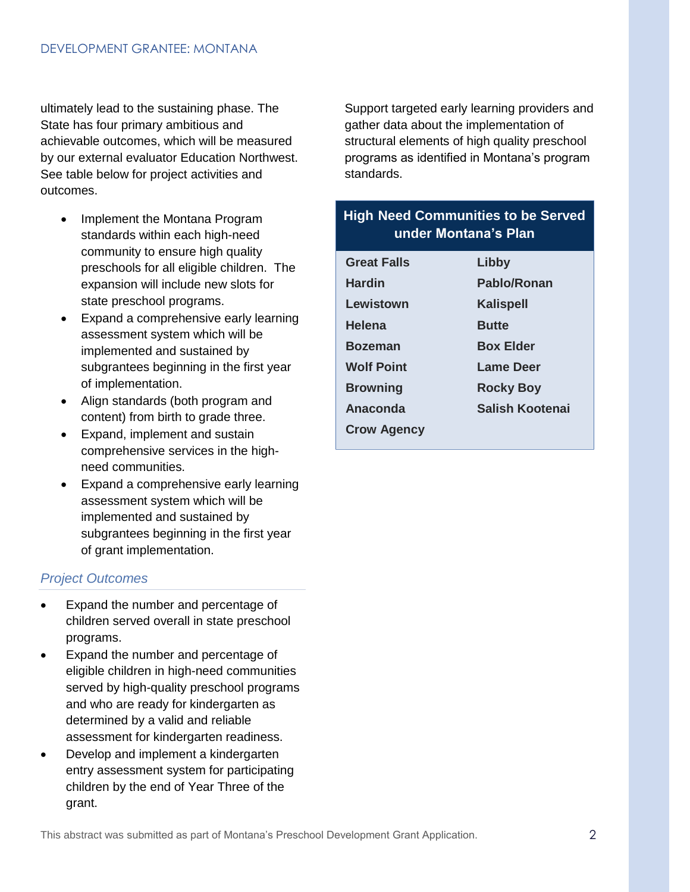ultimately lead to the sustaining phase. The State has four primary ambitious and achievable outcomes, which will be measured by our external evaluator Education Northwest. See table below for project activities and outcomes.

- Implement the Montana Program standards within each high-need community to ensure high quality preschools for all eligible children. The expansion will include new slots for state preschool programs.
- Expand a comprehensive early learning assessment system which will be implemented and sustained by subgrantees beginning in the first year of implementation.
- Align standards (both program and content) from birth to grade three.
- Expand, implement and sustain comprehensive services in the high-need communities.
- Expand a comprehensive early learning assessment system which will be implemented and sustained by subgrantees beginning in the first year of grant implementation.

### *Project Outcomes*

- Expand the number and percentage of children served overall in state preschool programs.
- Expand the number and percentage of eligible children in high-need communities served by high-quality preschool programs and who are ready for kindergarten as determined by a valid and reliable assessment for kindergarten readiness.
- Develop and implement a kindergarten entry assessment system for participating children by the end of Year Three of the grant.

Support targeted early learning providers and gather data about the implementation of structural elements of high quality preschool programs as identified in Montana's program standards.

| High Need Communities to be Served under Montana's Plan | |
|---|---|
| **Great Falls** | **Libby** |
| **Hardin** | **Pablo/Ronan** |
| **Lewistown** | **Kalispell** |
| **Helena** | **Butte** |
| **Bozeman** | **Box Elder** |
| **Wolf Point** | **Lame Deer** |
| **Browning** | **Rocky Boy** |
| **Anaconda** | **Salish Kootenai** |
| **Crow Agency** | |

This abstract was submitted as part of Montana's Preschool Development Grant Application.